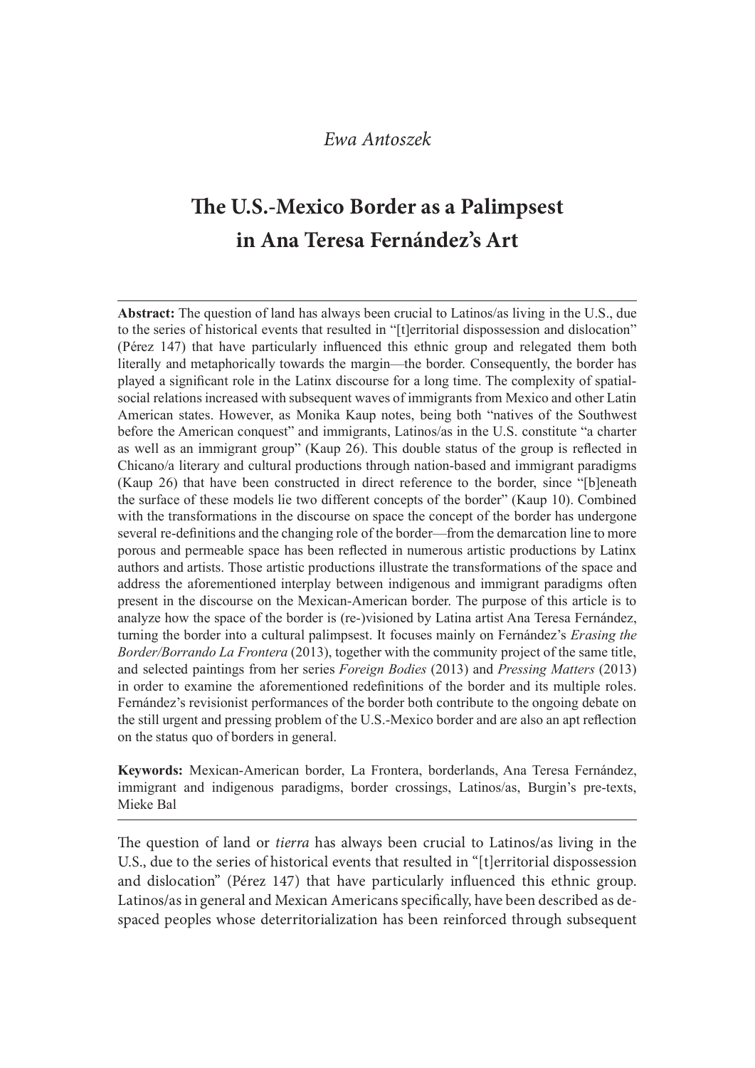*Ewa Antoszek*

# The U.S.-Mexico Border as a Palimpsest in Ana Teresa Fernández's Art

**Abstract:** The question of land has always been crucial to Latinos/as living in the U.S., due to the series of historical events that resulted in "[t]erritorial dispossession and dislocation" (Pérez 147) that have particularly influenced this ethnic group and relegated them both literally and metaphorically towards the margin—the border. Consequently, the border has played a significant role in the Latinx discourse for a long time. The complexity of spatial-social relations increased with subsequent waves of immigrants from Mexico and other Latin American states. However, as Monika Kaup notes, being both "natives of the Southwest before the American conquest" and immigrants, Latinos/as in the U.S. constitute "a charter as well as an immigrant group" (Kaup 26). This double status of the group is reflected in Chicano/a literary and cultural productions through nation-based and immigrant paradigms (Kaup 26) that have been constructed in direct reference to the border, since "[b]eneath the surface of these models lie two different concepts of the border" (Kaup 10). Combined with the transformations in the discourse on space the concept of the border has undergone several re-definitions and the changing role of the border—from the demarcation line to more porous and permeable space has been reflected in numerous artistic productions by Latinx authors and artists. Those artistic productions illustrate the transformations of the space and address the aforementioned interplay between indigenous and immigrant paradigms often present in the discourse on the Mexican-American border. The purpose of this article is to analyze how the space of the border is (re-)visioned by Latina artist Ana Teresa Fernández, turning the border into a cultural palimpsest. It focuses mainly on Fernández's *Erasing the Border/Borrando La Frontera* (2013), together with the community project of the same title, and selected paintings from her series *Foreign Bodies* (2013) and *Pressing Matters* (2013) in order to examine the aforementioned redefinitions of the border and its multiple roles. Fernández's revisionist performances of the border both contribute to the ongoing debate on the still urgent and pressing problem of the U.S.-Mexico border and are also an apt reflection on the status quo of borders in general.

**Keywords:** Mexican-American border, La Frontera, borderlands, Ana Teresa Fernández, immigrant and indigenous paradigms, border crossings, Latinos/as, Burgin's pre-texts, Mieke Bal

The question of land or *tierra* has always been crucial to Latinos/as living in the U.S., due to the series of historical events that resulted in "[t]erritorial dispossession and dislocation" (Pérez 147) that have particularly influenced this ethnic group. Latinos/as in general and Mexican Americans specifically, have been described as de-spaced peoples whose deterritorialization has been reinforced through subsequent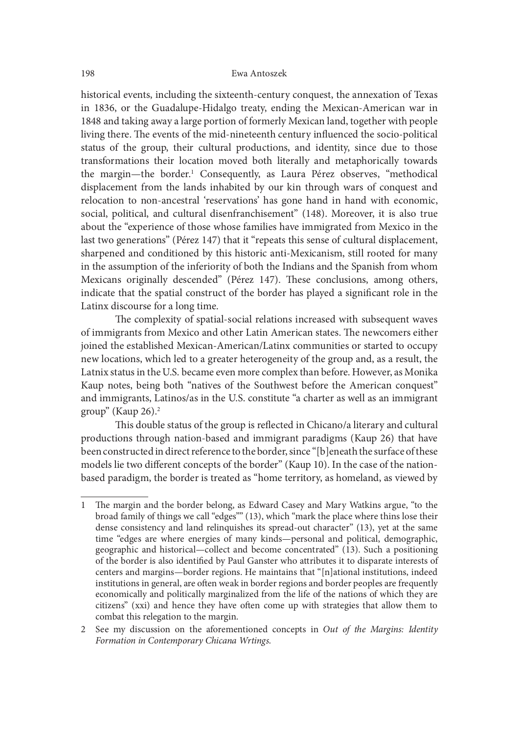historical events, including the sixteenth-century conquest, the annexation of Texas in 1836, or the Guadalupe-Hidalgo treaty, ending the Mexican-American war in 1848 and taking away a large portion of formerly Mexican land, together with people living there. The events of the mid-nineteenth century influenced the socio-political status of the group, their cultural productions, and identity, since due to those transformations their location moved both literally and metaphorically towards the margin—the border.[1] Consequently, as Laura Pérez observes, "methodical displacement from the lands inhabited by our kin through wars of conquest and relocation to non-ancestral 'reservations' has gone hand in hand with economic, social, political, and cultural disenfranchisement" (148). Moreover, it is also true about the "experience of those whose families have immigrated from Mexico in the last two generations" (Pérez 147) that it "repeats this sense of cultural displacement, sharpened and conditioned by this historic anti-Mexicanism, still rooted for many in the assumption of the inferiority of both the Indians and the Spanish from whom Mexicans originally descended" (Pérez 147). These conclusions, among others, indicate that the spatial construct of the border has played a significant role in the Latinx discourse for a long time.

The complexity of spatial-social relations increased with subsequent waves of immigrants from Mexico and other Latin American states. The newcomers either joined the established Mexican-American/Latinx communities or started to occupy new locations, which led to a greater heterogeneity of the group and, as a result, the Latnix status in the U.S. became even more complex than before. However, as Monika Kaup notes, being both "natives of the Southwest before the American conquest" and immigrants, Latinos/as in the U.S. constitute "a charter as well as an immigrant group" (Kaup 26).[2]

This double status of the group is reflected in Chicano/a literary and cultural productions through nation-based and immigrant paradigms (Kaup 26) that have been constructed in direct reference to the border, since "[b]eneath the surface of these models lie two different concepts of the border" (Kaup 10). In the case of the nation-based paradigm, the border is treated as "home territory, as homeland, as viewed by

---

1 The margin and the border belong, as Edward Casey and Mary Watkins argue, "to the broad family of things we call "edges"" (13), which "mark the place where thins lose their dense consistency and land relinquishes its spread-out character" (13), yet at the same time "edges are where energies of many kinds—personal and political, demographic, geographic and historical—collect and become concentrated" (13). Such a positioning of the border is also identified by Paul Ganster who attributes it to disparate interests of centers and margins—border regions. He maintains that "[n]ational institutions, indeed institutions in general, are often weak in border regions and border peoples are frequently economically and politically marginalized from the life of the nations of which they are citizens" (xxi) and hence they have often come up with strategies that allow them to combat this relegation to the margin.

2 See my discussion on the aforementioned concepts in *Out of the Margins: Identity Formation in Contemporary Chicana Wrtings*.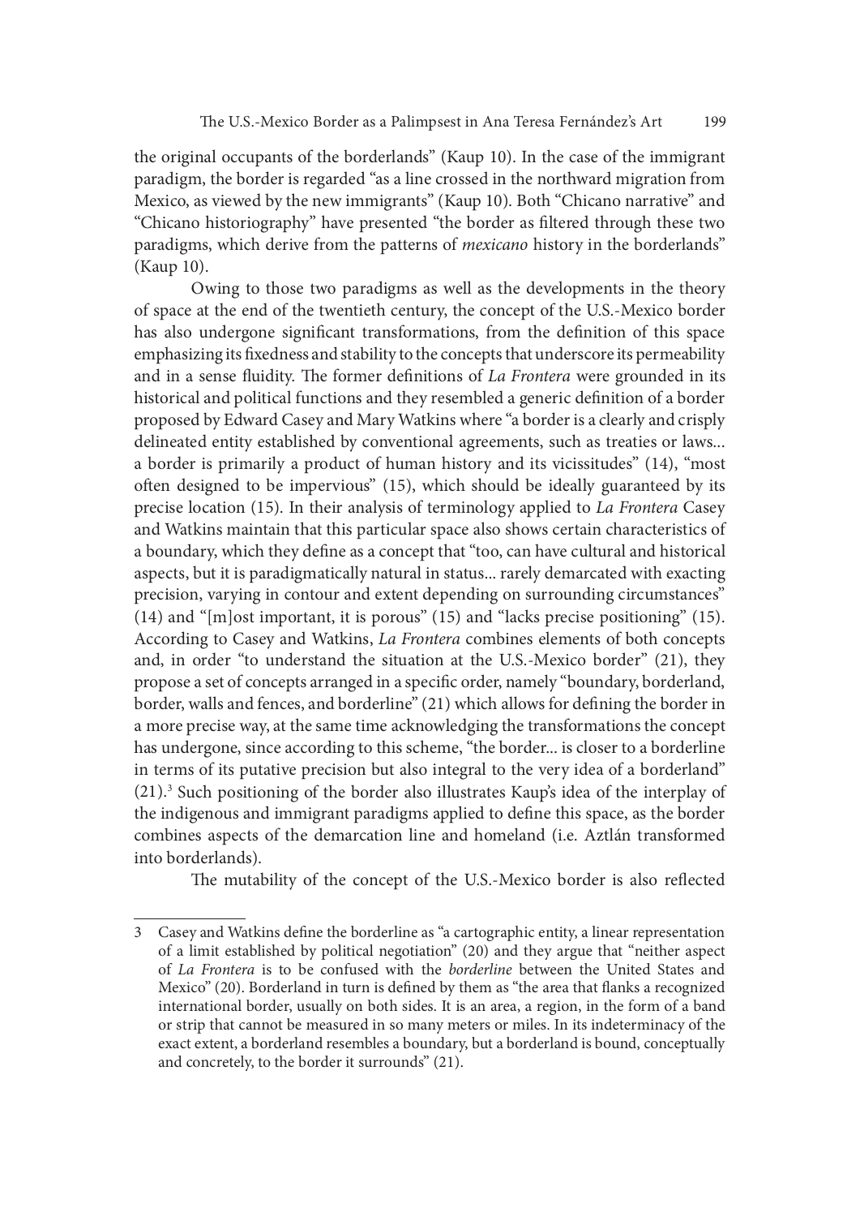the original occupants of the borderlands" (Kaup 10). In the case of the immigrant paradigm, the border is regarded "as a line crossed in the northward migration from Mexico, as viewed by the new immigrants" (Kaup 10). Both "Chicano narrative" and "Chicano historiography" have presented "the border as filtered through these two paradigms, which derive from the patterns of *mexicano* history in the borderlands" (Kaup 10).

Owing to those two paradigms as well as the developments in the theory of space at the end of the twentieth century, the concept of the U.S.-Mexico border has also undergone significant transformations, from the definition of this space emphasizing its fixedness and stability to the concepts that underscore its permeability and in a sense fluidity. The former definitions of *La Frontera* were grounded in its historical and political functions and they resembled a generic definition of a border proposed by Edward Casey and Mary Watkins where "a border is a clearly and crisply delineated entity established by conventional agreements, such as treaties or laws... a border is primarily a product of human history and its vicissitudes" (14), "most often designed to be impervious" (15), which should be ideally guaranteed by its precise location (15). In their analysis of terminology applied to *La Frontera* Casey and Watkins maintain that this particular space also shows certain characteristics of a boundary, which they define as a concept that "too, can have cultural and historical aspects, but it is paradigmatically natural in status... rarely demarcated with exacting precision, varying in contour and extent depending on surrounding circumstances" (14) and "[m]ost important, it is porous" (15) and "lacks precise positioning" (15). According to Casey and Watkins, *La Frontera* combines elements of both concepts and, in order "to understand the situation at the U.S.-Mexico border" (21), they propose a set of concepts arranged in a specific order, namely "boundary, borderland, border, walls and fences, and borderline" (21) which allows for defining the border in a more precise way, at the same time acknowledging the transformations the concept has undergone, since according to this scheme, "the border... is closer to a borderline in terms of its putative precision but also integral to the very idea of a borderland" (21).[3] Such positioning of the border also illustrates Kaup's idea of the interplay of the indigenous and immigrant paradigms applied to define this space, as the border combines aspects of the demarcation line and homeland (i.e. Aztlán transformed into borderlands).

The mutability of the concept of the U.S.-Mexico border is also reflected

---

3 Casey and Watkins define the borderline as "a cartographic entity, a linear representation of a limit established by political negotiation" (20) and they argue that "neither aspect of *La Frontera* is to be confused with the *borderline* between the United States and Mexico" (20). Borderland in turn is defined by them as "the area that flanks a recognized international border, usually on both sides. It is an area, a region, in the form of a band or strip that cannot be measured in so many meters or miles. In its indeterminacy of the exact extent, a borderland resembles a boundary, but a borderland is bound, conceptually and concretely, to the border it surrounds" (21).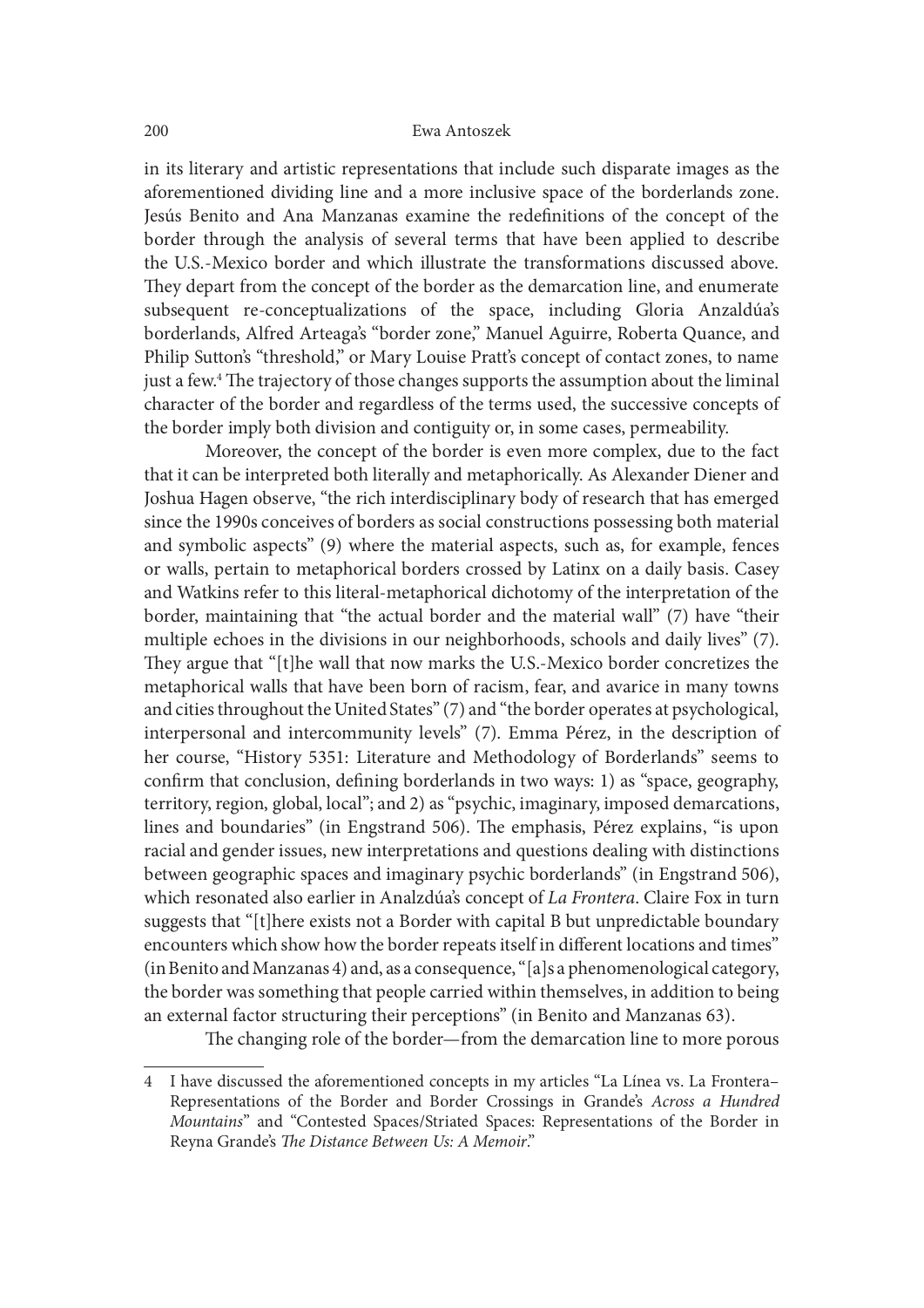in its literary and artistic representations that include such disparate images as the aforementioned dividing line and a more inclusive space of the borderlands zone. Jesús Benito and Ana Manzanas examine the redefinitions of the concept of the border through the analysis of several terms that have been applied to describe the U.S.-Mexico border and which illustrate the transformations discussed above. They depart from the concept of the border as the demarcation line, and enumerate subsequent re-conceptualizations of the space, including Gloria Anzaldúa's borderlands, Alfred Arteaga's "border zone," Manuel Aguirre, Roberta Quance, and Philip Sutton's "threshold," or Mary Louise Pratt's concept of contact zones, to name just a few.[4] The trajectory of those changes supports the assumption about the liminal character of the border and regardless of the terms used, the successive concepts of the border imply both division and contiguity or, in some cases, permeability.

Moreover, the concept of the border is even more complex, due to the fact that it can be interpreted both literally and metaphorically. As Alexander Diener and Joshua Hagen observe, "the rich interdisciplinary body of research that has emerged since the 1990s conceives of borders as social constructions possessing both material and symbolic aspects" (9) where the material aspects, such as, for example, fences or walls, pertain to metaphorical borders crossed by Latinx on a daily basis. Casey and Watkins refer to this literal-metaphorical dichotomy of the interpretation of the border, maintaining that "the actual border and the material wall" (7) have "their multiple echoes in the divisions in our neighborhoods, schools and daily lives" (7). They argue that "[t]he wall that now marks the U.S.-Mexico border concretizes the metaphorical walls that have been born of racism, fear, and avarice in many towns and cities throughout the United States" (7) and "the border operates at psychological, interpersonal and intercommunity levels" (7). Emma Pérez, in the description of her course, "History 5351: Literature and Methodology of Borderlands" seems to confirm that conclusion, defining borderlands in two ways: 1) as "space, geography, territory, region, global, local"; and 2) as "psychic, imaginary, imposed demarcations, lines and boundaries" (in Engstrand 506). The emphasis, Pérez explains, "is upon racial and gender issues, new interpretations and questions dealing with distinctions between geographic spaces and imaginary psychic borderlands" (in Engstrand 506), which resonated also earlier in Analzdúa's concept of *La Frontera*. Claire Fox in turn suggests that "[t]here exists not a Border with capital B but unpredictable boundary encounters which show how the border repeats itself in different locations and times" (in Benito and Manzanas 4) and, as a consequence, "[a]s a phenomenological category, the border was something that people carried within themselves, in addition to being an external factor structuring their perceptions" (in Benito and Manzanas 63).

The changing role of the border—from the demarcation line to more porous

---

4 I have discussed the aforementioned concepts in my articles "La Línea vs. La Frontera–Representations of the Border and Border Crossings in Grande's *Across a Hundred Mountains*" and "Contested Spaces/Striated Spaces: Representations of the Border in Reyna Grande's *The Distance Between Us: A Memoir*."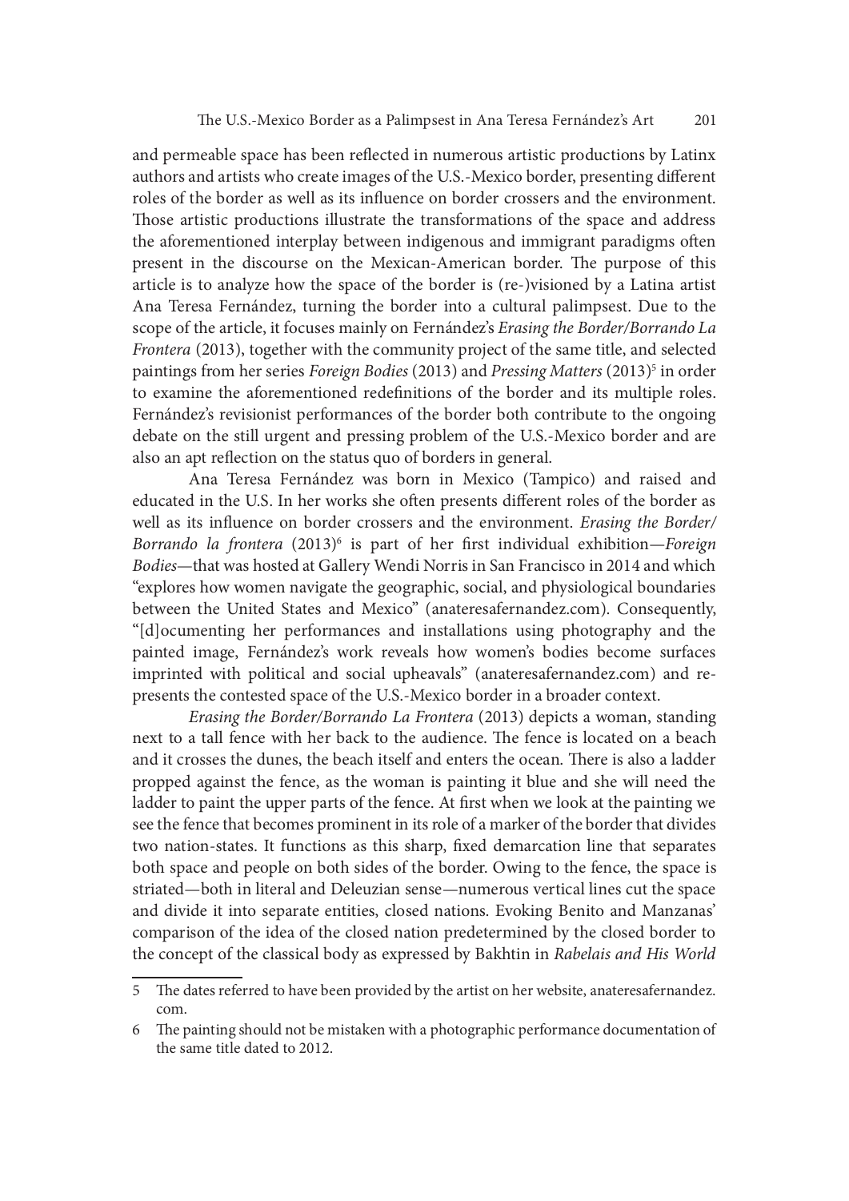and permeable space has been reflected in numerous artistic productions by Latinx authors and artists who create images of the U.S.-Mexico border, presenting different roles of the border as well as its influence on border crossers and the environment. Those artistic productions illustrate the transformations of the space and address the aforementioned interplay between indigenous and immigrant paradigms often present in the discourse on the Mexican-American border. The purpose of this article is to analyze how the space of the border is (re-)visioned by a Latina artist Ana Teresa Fernández, turning the border into a cultural palimpsest. Due to the scope of the article, it focuses mainly on Fernández's *Erasing the Border/Borrando La Frontera* (2013), together with the community project of the same title, and selected paintings from her series *Foreign Bodies* (2013) and *Pressing Matters* (2013)[5] in order to examine the aforementioned redefinitions of the border and its multiple roles. Fernández's revisionist performances of the border both contribute to the ongoing debate on the still urgent and pressing problem of the U.S.-Mexico border and are also an apt reflection on the status quo of borders in general.

Ana Teresa Fernández was born in Mexico (Tampico) and raised and educated in the U.S. In her works she often presents different roles of the border as well as its influence on border crossers and the environment. *Erasing the Border/Borrando la frontera* (2013)[6] is part of her first individual exhibition—*Foreign Bodies*—that was hosted at Gallery Wendi Norris in San Francisco in 2014 and which "explores how women navigate the geographic, social, and physiological boundaries between the United States and Mexico" (anateresafernandez.com). Consequently, "[d]ocumenting her performances and installations using photography and the painted image, Fernández's work reveals how women's bodies become surfaces imprinted with political and social upheavals" (anateresafernandez.com) and re-presents the contested space of the U.S.-Mexico border in a broader context.

*Erasing the Border/Borrando La Frontera* (2013) depicts a woman, standing next to a tall fence with her back to the audience. The fence is located on a beach and it crosses the dunes, the beach itself and enters the ocean. There is also a ladder propped against the fence, as the woman is painting it blue and she will need the ladder to paint the upper parts of the fence. At first when we look at the painting we see the fence that becomes prominent in its role of a marker of the border that divides two nation-states. It functions as this sharp, fixed demarcation line that separates both space and people on both sides of the border. Owing to the fence, the space is striated—both in literal and Deleuzian sense—numerous vertical lines cut the space and divide it into separate entities, closed nations. Evoking Benito and Manzanas' comparison of the idea of the closed nation predetermined by the closed border to the concept of the classical body as expressed by Bakhtin in *Rabelais and His World*

---

5 The dates referred to have been provided by the artist on her website, anateresafernandez.com.

6 The painting should not be mistaken with a photographic performance documentation of the same title dated to 2012.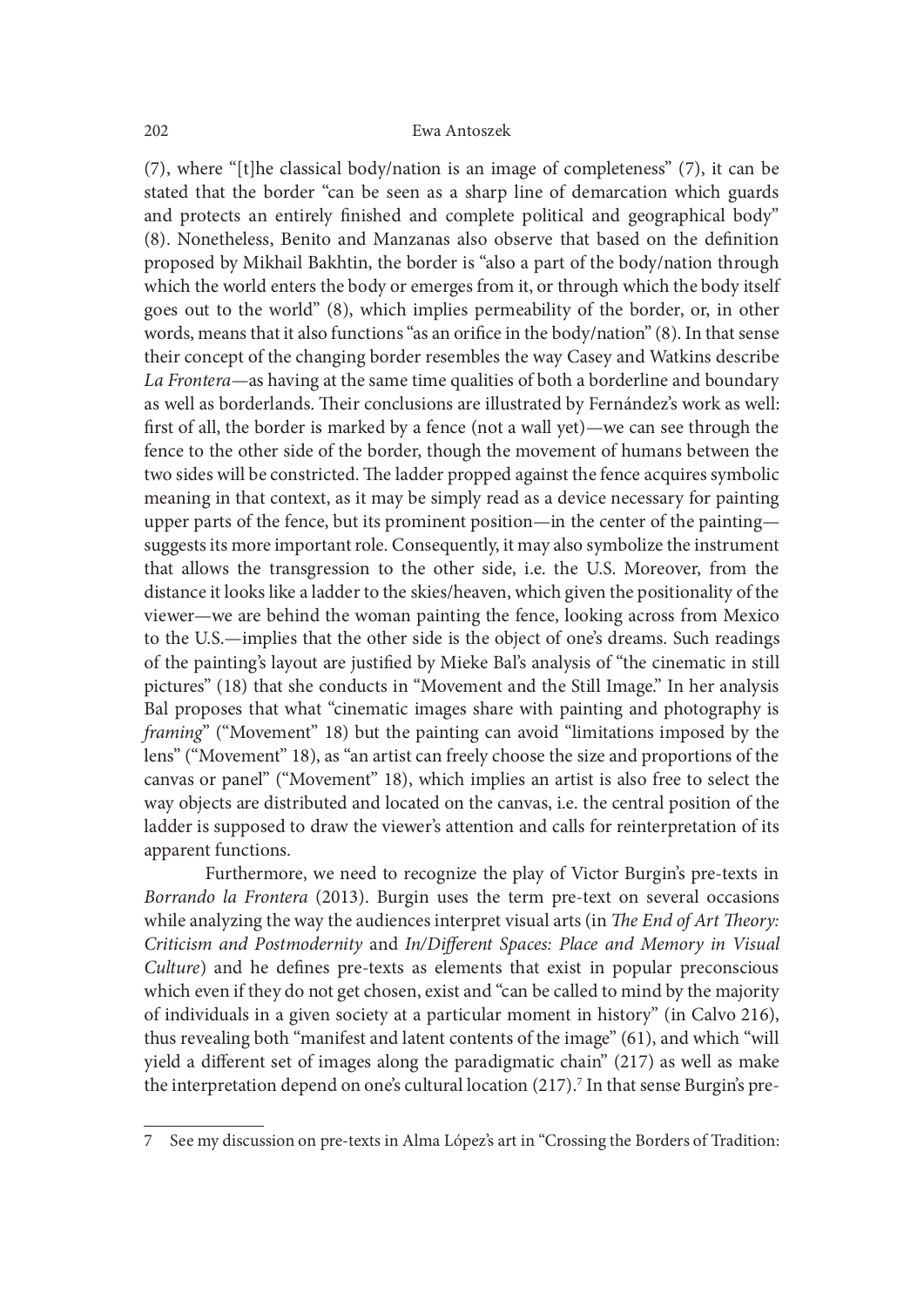(7), where "[t]he classical body/nation is an image of completeness" (7), it can be stated that the border "can be seen as a sharp line of demarcation which guards and protects an entirely finished and complete political and geographical body" (8). Nonetheless, Benito and Manzanas also observe that based on the definition proposed by Mikhail Bakhtin, the border is "also a part of the body/nation through which the world enters the body or emerges from it, or through which the body itself goes out to the world" (8), which implies permeability of the border, or, in other words, means that it also functions "as an orifice in the body/nation" (8). In that sense their concept of the changing border resembles the way Casey and Watkins describe *La Frontera*—as having at the same time qualities of both a borderline and boundary as well as borderlands. Their conclusions are illustrated by Fernández's work as well: first of all, the border is marked by a fence (not a wall yet)—we can see through the fence to the other side of the border, though the movement of humans between the two sides will be constricted. The ladder propped against the fence acquires symbolic meaning in that context, as it may be simply read as a device necessary for painting upper parts of the fence, but its prominent position—in the center of the painting—suggests its more important role. Consequently, it may also symbolize the instrument that allows the transgression to the other side, i.e. the U.S. Moreover, from the distance it looks like a ladder to the skies/heaven, which given the positionality of the viewer—we are behind the woman painting the fence, looking across from Mexico to the U.S.—implies that the other side is the object of one's dreams. Such readings of the painting's layout are justified by Mieke Bal's analysis of "the cinematic in still pictures" (18) that she conducts in "Movement and the Still Image." In her analysis Bal proposes that what "cinematic images share with painting and photography is *framing*" ("Movement" 18) but the painting can avoid "limitations imposed by the lens" ("Movement" 18), as "an artist can freely choose the size and proportions of the canvas or panel" ("Movement" 18), which implies an artist is also free to select the way objects are distributed and located on the canvas, i.e. the central position of the ladder is supposed to draw the viewer's attention and calls for reinterpretation of its apparent functions.

Furthermore, we need to recognize the play of Victor Burgin's pre-texts in *Borrando la Frontera* (2013). Burgin uses the term pre-text on several occasions while analyzing the way the audiences interpret visual arts (in *The End of Art Theory: Criticism and Postmodernity* and *In/Different Spaces: Place and Memory in Visual Culture*) and he defines pre-texts as elements that exist in popular preconscious which even if they do not get chosen, exist and "can be called to mind by the majority of individuals in a given society at a particular moment in history" (in Calvo 216), thus revealing both "manifest and latent contents of the image" (61), and which "will yield a different set of images along the paradigmatic chain" (217) as well as make the interpretation depend on one's cultural location (217).[7] In that sense Burgin's pre-

7 See my discussion on pre-texts in Alma López's art in "Crossing the Borders of Tradition: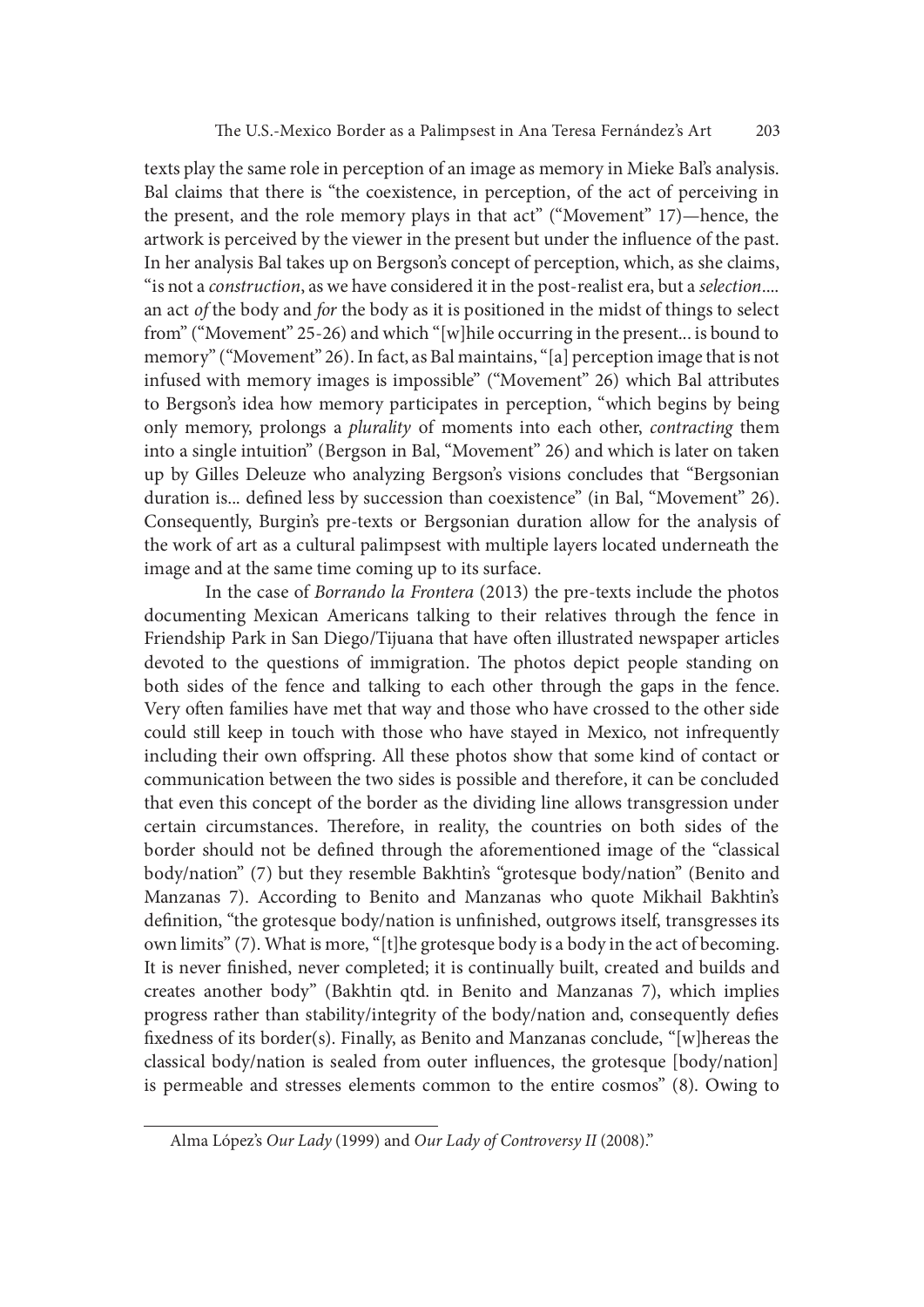texts play the same role in perception of an image as memory in Mieke Bal's analysis. Bal claims that there is "the coexistence, in perception, of the act of perceiving in the present, and the role memory plays in that act" ("Movement" 17)—hence, the artwork is perceived by the viewer in the present but under the influence of the past. In her analysis Bal takes up on Bergson's concept of perception, which, as she claims, "is not a *construction*, as we have considered it in the post-realist era, but a *selection*.... an act *of* the body and *for* the body as it is positioned in the midst of things to select from" ("Movement" 25-26) and which "[w]hile occurring in the present... is bound to memory" ("Movement" 26). In fact, as Bal maintains, "[a] perception image that is not infused with memory images is impossible" ("Movement" 26) which Bal attributes to Bergson's idea how memory participates in perception, "which begins by being only memory, prolongs a *plurality* of moments into each other, *contracting* them into a single intuition" (Bergson in Bal, "Movement" 26) and which is later on taken up by Gilles Deleuze who analyzing Bergson's visions concludes that "Bergsonian duration is... defined less by succession than coexistence" (in Bal, "Movement" 26). Consequently, Burgin's pre-texts or Bergsonian duration allow for the analysis of the work of art as a cultural palimpsest with multiple layers located underneath the image and at the same time coming up to its surface.

In the case of *Borrando la Frontera* (2013) the pre-texts include the photos documenting Mexican Americans talking to their relatives through the fence in Friendship Park in San Diego/Tijuana that have often illustrated newspaper articles devoted to the questions of immigration. The photos depict people standing on both sides of the fence and talking to each other through the gaps in the fence. Very often families have met that way and those who have crossed to the other side could still keep in touch with those who have stayed in Mexico, not infrequently including their own offspring. All these photos show that some kind of contact or communication between the two sides is possible and therefore, it can be concluded that even this concept of the border as the dividing line allows transgression under certain circumstances. Therefore, in reality, the countries on both sides of the border should not be defined through the aforementioned image of the "classical body/nation" (7) but they resemble Bakhtin's "grotesque body/nation" (Benito and Manzanas 7). According to Benito and Manzanas who quote Mikhail Bakhtin's definition, "the grotesque body/nation is unfinished, outgrows itself, transgresses its own limits" (7). What is more, "[t]he grotesque body is a body in the act of becoming. It is never finished, never completed; it is continually built, created and builds and creates another body" (Bakhtin qtd. in Benito and Manzanas 7), which implies progress rather than stability/integrity of the body/nation and, consequently defies fixedness of its border(s). Finally, as Benito and Manzanas conclude, "[w]hereas the classical body/nation is sealed from outer influences, the grotesque [body/nation] is permeable and stresses elements common to the entire cosmos" (8). Owing to

---

Alma López's *Our Lady* (1999) and *Our Lady of Controversy II* (2008)."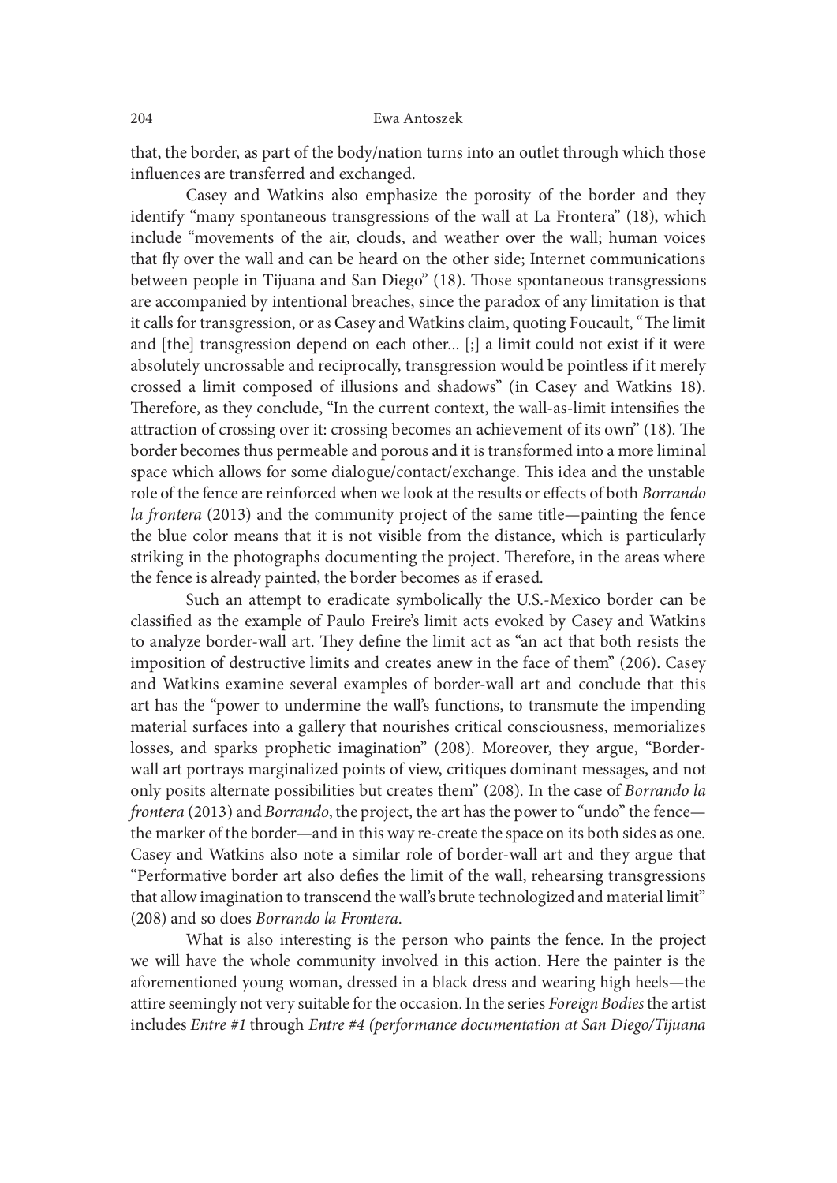that, the border, as part of the body/nation turns into an outlet through which those influences are transferred and exchanged.

Casey and Watkins also emphasize the porosity of the border and they identify "many spontaneous transgressions of the wall at La Frontera" (18), which include "movements of the air, clouds, and weather over the wall; human voices that fly over the wall and can be heard on the other side; Internet communications between people in Tijuana and San Diego" (18). Those spontaneous transgressions are accompanied by intentional breaches, since the paradox of any limitation is that it calls for transgression, or as Casey and Watkins claim, quoting Foucault, "The limit and [the] transgression depend on each other... [;] a limit could not exist if it were absolutely uncrossable and reciprocally, transgression would be pointless if it merely crossed a limit composed of illusions and shadows" (in Casey and Watkins 18). Therefore, as they conclude, "In the current context, the wall-as-limit intensifies the attraction of crossing over it: crossing becomes an achievement of its own" (18). The border becomes thus permeable and porous and it is transformed into a more liminal space which allows for some dialogue/contact/exchange. This idea and the unstable role of the fence are reinforced when we look at the results or effects of both *Borrando la frontera* (2013) and the community project of the same title—painting the fence the blue color means that it is not visible from the distance, which is particularly striking in the photographs documenting the project. Therefore, in the areas where the fence is already painted, the border becomes as if erased.

Such an attempt to eradicate symbolically the U.S.-Mexico border can be classified as the example of Paulo Freire's limit acts evoked by Casey and Watkins to analyze border-wall art. They define the limit act as "an act that both resists the imposition of destructive limits and creates anew in the face of them" (206). Casey and Watkins examine several examples of border-wall art and conclude that this art has the "power to undermine the wall's functions, to transmute the impending material surfaces into a gallery that nourishes critical consciousness, memorializes losses, and sparks prophetic imagination" (208). Moreover, they argue, "Border-wall art portrays marginalized points of view, critiques dominant messages, and not only posits alternate possibilities but creates them" (208). In the case of *Borrando la frontera* (2013) and *Borrando*, the project, the art has the power to "undo" the fence—the marker of the border—and in this way re-create the space on its both sides as one. Casey and Watkins also note a similar role of border-wall art and they argue that "Performative border art also defies the limit of the wall, rehearsing transgressions that allow imagination to transcend the wall's brute technologized and material limit" (208) and so does *Borrando la Frontera*.

What is also interesting is the person who paints the fence. In the project we will have the whole community involved in this action. Here the painter is the aforementioned young woman, dressed in a black dress and wearing high heels—the attire seemingly not very suitable for the occasion. In the series *Foreign Bodies* the artist includes *Entre #1* through *Entre #4 (performance documentation at San Diego/Tijuana*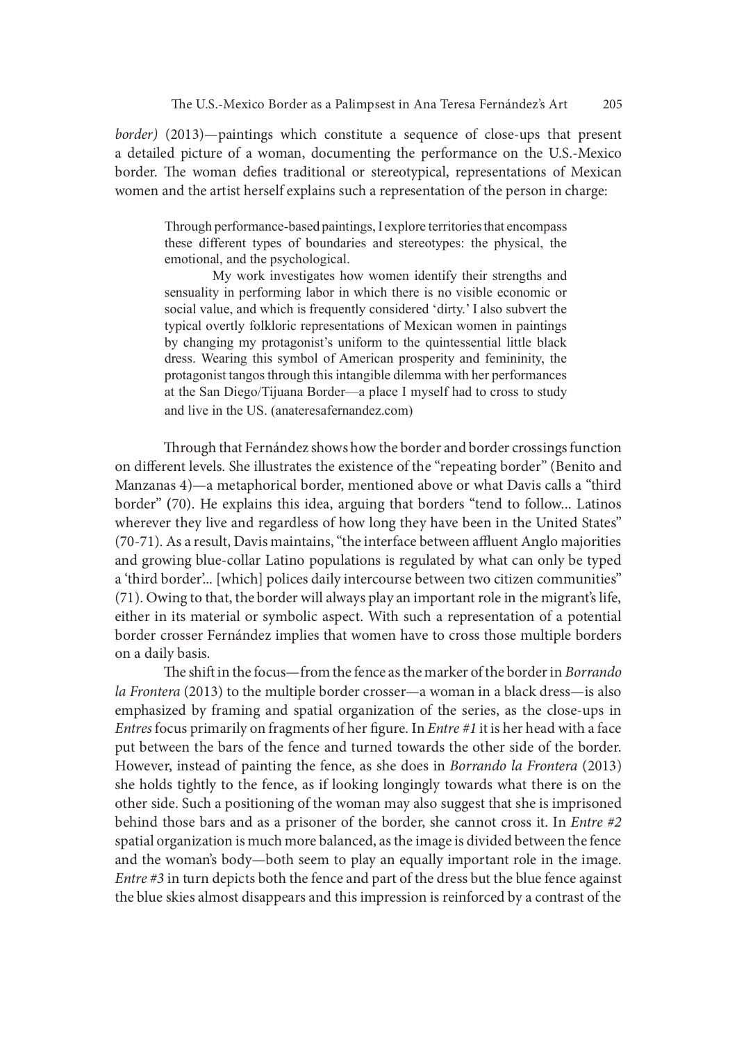*border)* (2013)—paintings which constitute a sequence of close-ups that present a detailed picture of a woman, documenting the performance on the U.S.-Mexico border. The woman defies traditional or stereotypical, representations of Mexican women and the artist herself explains such a representation of the person in charge:

> Through performance-based paintings, I explore territories that encompass these different types of boundaries and stereotypes: the physical, the emotional, and the psychological.
>
> My work investigates how women identify their strengths and sensuality in performing labor in which there is no visible economic or social value, and which is frequently considered 'dirty.' I also subvert the typical overtly folkloric representations of Mexican women in paintings by changing my protagonist's uniform to the quintessential little black dress. Wearing this symbol of American prosperity and femininity, the protagonist tangos through this intangible dilemma with her performances at the San Diego/Tijuana Border—a place I myself had to cross to study and live in the US. (anateresafernandez.com)

Through that Fernández shows how the border and border crossings function on different levels. She illustrates the existence of the "repeating border" (Benito and Manzanas 4)—a metaphorical border, mentioned above or what Davis calls a "third border" (70). He explains this idea, arguing that borders "tend to follow... Latinos wherever they live and regardless of how long they have been in the United States" (70-71). As a result, Davis maintains, "the interface between affluent Anglo majorities and growing blue-collar Latino populations is regulated by what can only be typed a 'third border'... [which] polices daily intercourse between two citizen communities" (71). Owing to that, the border will always play an important role in the migrant's life, either in its material or symbolic aspect. With such a representation of a potential border crosser Fernández implies that women have to cross those multiple borders on a daily basis.

The shift in the focus—from the fence as the marker of the border in *Borrando la Frontera* (2013) to the multiple border crosser—a woman in a black dress—is also emphasized by framing and spatial organization of the series, as the close-ups in *Entres* focus primarily on fragments of her figure. In *Entre #1* it is her head with a face put between the bars of the fence and turned towards the other side of the border. However, instead of painting the fence, as she does in *Borrando la Frontera* (2013) she holds tightly to the fence, as if looking longingly towards what there is on the other side. Such a positioning of the woman may also suggest that she is imprisoned behind those bars and as a prisoner of the border, she cannot cross it. In *Entre #2* spatial organization is much more balanced, as the image is divided between the fence and the woman's body—both seem to play an equally important role in the image. *Entre #3* in turn depicts both the fence and part of the dress but the blue fence against the blue skies almost disappears and this impression is reinforced by a contrast of the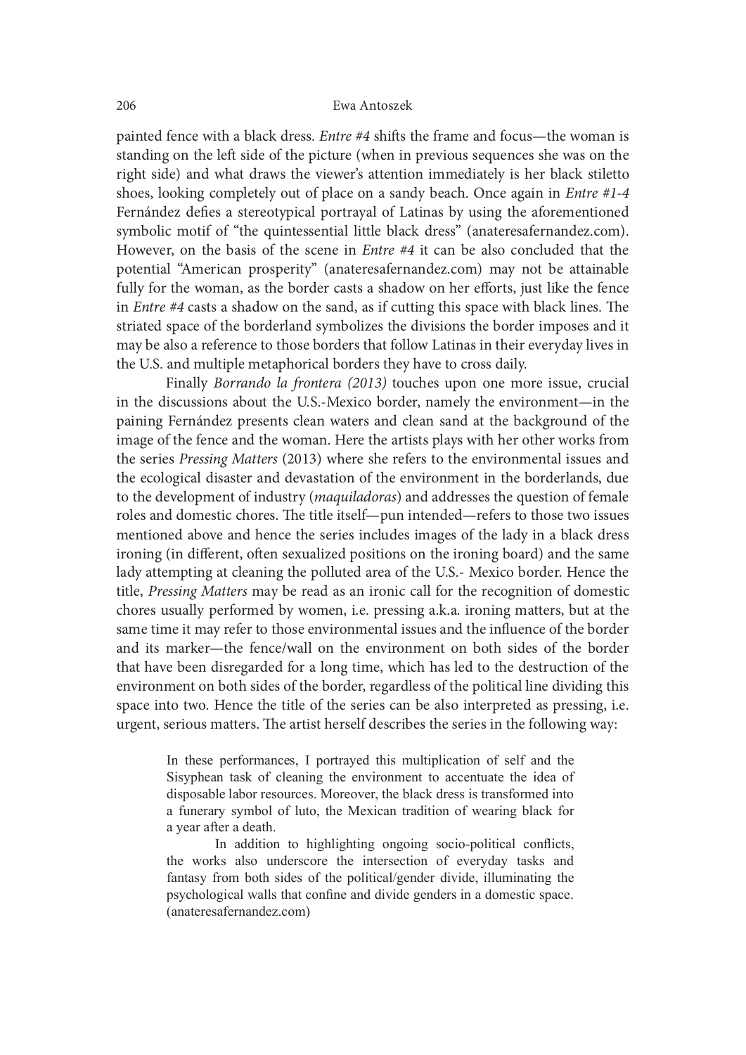painted fence with a black dress. *Entre #4* shifts the frame and focus—the woman is standing on the left side of the picture (when in previous sequences she was on the right side) and what draws the viewer's attention immediately is her black stiletto shoes, looking completely out of place on a sandy beach. Once again in *Entre #1-4* Fernández defies a stereotypical portrayal of Latinas by using the aforementioned symbolic motif of "the quintessential little black dress" (anateresafernandez.com). However, on the basis of the scene in *Entre #4* it can be also concluded that the potential "American prosperity" (anateresafernandez.com) may not be attainable fully for the woman, as the border casts a shadow on her efforts, just like the fence in *Entre #4* casts a shadow on the sand, as if cutting this space with black lines. The striated space of the borderland symbolizes the divisions the border imposes and it may be also a reference to those borders that follow Latinas in their everyday lives in the U.S. and multiple metaphorical borders they have to cross daily.

Finally *Borrando la frontera (2013)* touches upon one more issue, crucial in the discussions about the U.S.-Mexico border, namely the environment—in the paining Fernández presents clean waters and clean sand at the background of the image of the fence and the woman. Here the artists plays with her other works from the series *Pressing Matters* (2013) where she refers to the environmental issues and the ecological disaster and devastation of the environment in the borderlands, due to the development of industry (*maquiladoras*) and addresses the question of female roles and domestic chores. The title itself—pun intended—refers to those two issues mentioned above and hence the series includes images of the lady in a black dress ironing (in different, often sexualized positions on the ironing board) and the same lady attempting at cleaning the polluted area of the U.S.- Mexico border. Hence the title, *Pressing Matters* may be read as an ironic call for the recognition of domestic chores usually performed by women, i.e. pressing a.k.a. ironing matters, but at the same time it may refer to those environmental issues and the influence of the border and its marker—the fence/wall on the environment on both sides of the border that have been disregarded for a long time, which has led to the destruction of the environment on both sides of the border, regardless of the political line dividing this space into two. Hence the title of the series can be also interpreted as pressing, i.e. urgent, serious matters. The artist herself describes the series in the following way:

> In these performances, I portrayed this multiplication of self and the Sisyphean task of cleaning the environment to accentuate the idea of disposable labor resources. Moreover, the black dress is transformed into a funerary symbol of luto, the Mexican tradition of wearing black for a year after a death.
>
> In addition to highlighting ongoing socio-political conflicts, the works also underscore the intersection of everyday tasks and fantasy from both sides of the political/gender divide, illuminating the psychological walls that confine and divide genders in a domestic space. (anateresafernandez.com)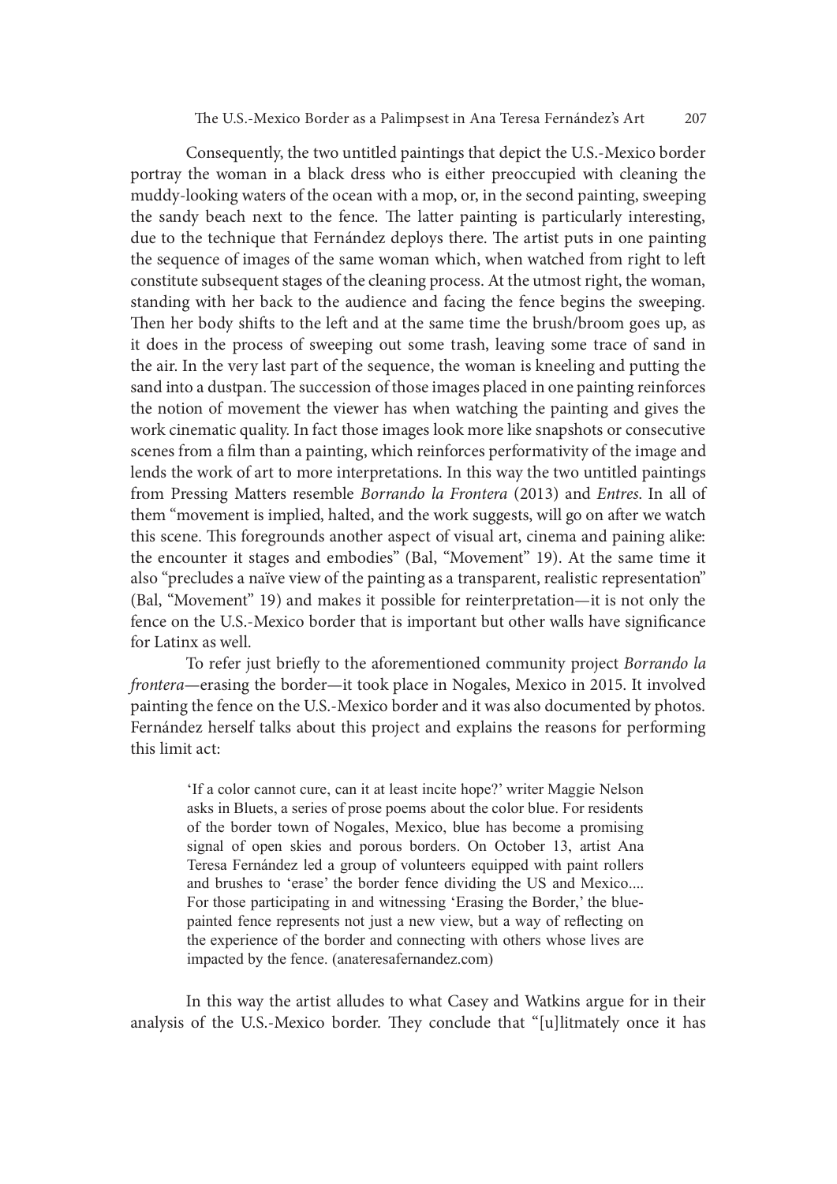Consequently, the two untitled paintings that depict the U.S.-Mexico border portray the woman in a black dress who is either preoccupied with cleaning the muddy-looking waters of the ocean with a mop, or, in the second painting, sweeping the sandy beach next to the fence. The latter painting is particularly interesting, due to the technique that Fernández deploys there. The artist puts in one painting the sequence of images of the same woman which, when watched from right to left constitute subsequent stages of the cleaning process. At the utmost right, the woman, standing with her back to the audience and facing the fence begins the sweeping. Then her body shifts to the left and at the same time the brush/broom goes up, as it does in the process of sweeping out some trash, leaving some trace of sand in the air. In the very last part of the sequence, the woman is kneeling and putting the sand into a dustpan. The succession of those images placed in one painting reinforces the notion of movement the viewer has when watching the painting and gives the work cinematic quality. In fact those images look more like snapshots or consecutive scenes from a film than a painting, which reinforces performativity of the image and lends the work of art to more interpretations. In this way the two untitled paintings from Pressing Matters resemble *Borrando la Frontera* (2013) and *Entres*. In all of them "movement is implied, halted, and the work suggests, will go on after we watch this scene. This foregrounds another aspect of visual art, cinema and paining alike: the encounter it stages and embodies" (Bal, "Movement" 19). At the same time it also "precludes a naïve view of the painting as a transparent, realistic representation" (Bal, "Movement" 19) and makes it possible for reinterpretation—it is not only the fence on the U.S.-Mexico border that is important but other walls have significance for Latinx as well.

To refer just briefly to the aforementioned community project *Borrando la frontera*—erasing the border—it took place in Nogales, Mexico in 2015. It involved painting the fence on the U.S.-Mexico border and it was also documented by photos. Fernández herself talks about this project and explains the reasons for performing this limit act:

> 'If a color cannot cure, can it at least incite hope?' writer Maggie Nelson asks in Bluets, a series of prose poems about the color blue. For residents of the border town of Nogales, Mexico, blue has become a promising signal of open skies and porous borders. On October 13, artist Ana Teresa Fernández led a group of volunteers equipped with paint rollers and brushes to 'erase' the border fence dividing the US and Mexico.... For those participating in and witnessing 'Erasing the Border,' the blue-painted fence represents not just a new view, but a way of reflecting on the experience of the border and connecting with others whose lives are impacted by the fence. (anateresafernandez.com)

In this way the artist alludes to what Casey and Watkins argue for in their analysis of the U.S.-Mexico border. They conclude that "[u]ltimately once it has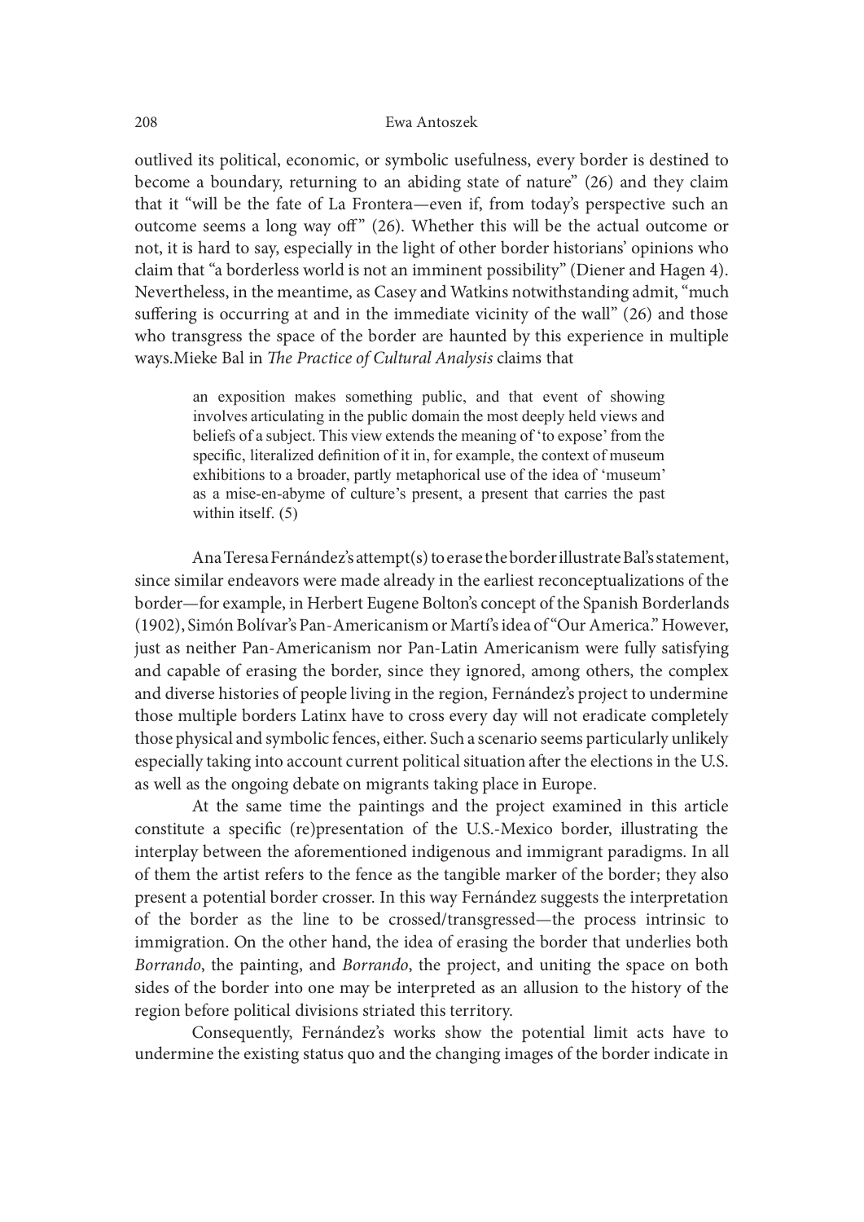outlived its political, economic, or symbolic usefulness, every border is destined to become a boundary, returning to an abiding state of nature" (26) and they claim that it "will be the fate of La Frontera—even if, from today's perspective such an outcome seems a long way off" (26). Whether this will be the actual outcome or not, it is hard to say, especially in the light of other border historians' opinions who claim that "a borderless world is not an imminent possibility" (Diener and Hagen 4). Nevertheless, in the meantime, as Casey and Watkins notwithstanding admit, "much suffering is occurring at and in the immediate vicinity of the wall" (26) and those who transgress the space of the border are haunted by this experience in multiple ways.Mieke Bal in *The Practice of Cultural Analysis* claims that

> an exposition makes something public, and that event of showing involves articulating in the public domain the most deeply held views and beliefs of a subject. This view extends the meaning of 'to expose' from the specific, literalized definition of it in, for example, the context of museum exhibitions to a broader, partly metaphorical use of the idea of 'museum' as a mise-en-abyme of culture's present, a present that carries the past within itself. (5)

Ana Teresa Fernández's attempt(s) to erase the border illustrate Bal's statement, since similar endeavors were made already in the earliest reconceptualizations of the border—for example, in Herbert Eugene Bolton's concept of the Spanish Borderlands (1902), Simón Bolívar's Pan-Americanism or Martí's idea of "Our America." However, just as neither Pan-Americanism nor Pan-Latin Americanism were fully satisfying and capable of erasing the border, since they ignored, among others, the complex and diverse histories of people living in the region, Fernández's project to undermine those multiple borders Latinx have to cross every day will not eradicate completely those physical and symbolic fences, either. Such a scenario seems particularly unlikely especially taking into account current political situation after the elections in the U.S. as well as the ongoing debate on migrants taking place in Europe.

At the same time the paintings and the project examined in this article constitute a specific (re)presentation of the U.S.-Mexico border, illustrating the interplay between the aforementioned indigenous and immigrant paradigms. In all of them the artist refers to the fence as the tangible marker of the border; they also present a potential border crosser. In this way Fernández suggests the interpretation of the border as the line to be crossed/transgressed—the process intrinsic to immigration. On the other hand, the idea of erasing the border that underlies both *Borrando*, the painting, and *Borrando*, the project, and uniting the space on both sides of the border into one may be interpreted as an allusion to the history of the region before political divisions striated this territory.

Consequently, Fernández's works show the potential limit acts have to undermine the existing status quo and the changing images of the border indicate in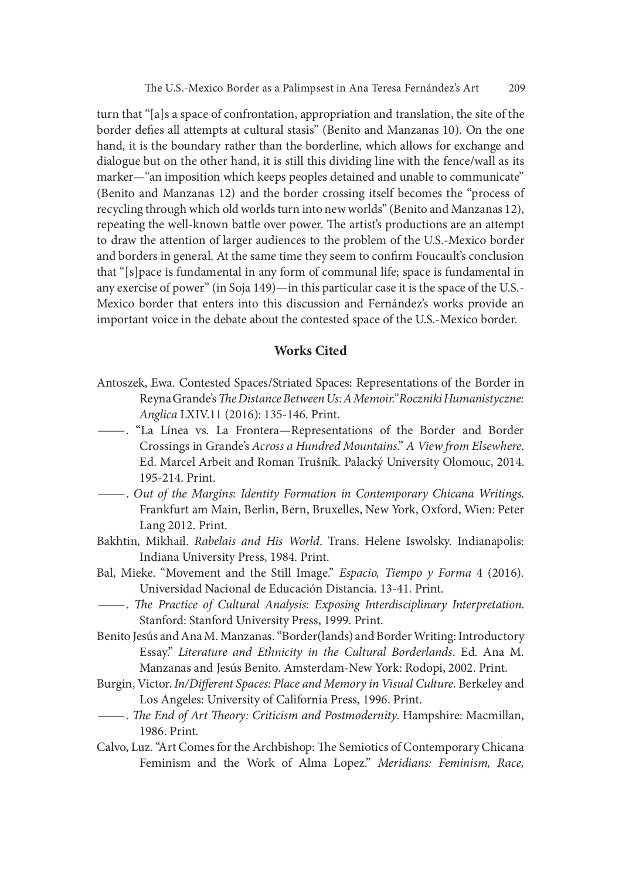turn that "[a]s a space of confrontation, appropriation and translation, the site of the border defies all attempts at cultural stasis" (Benito and Manzanas 10). On the one hand, it is the boundary rather than the borderline, which allows for exchange and dialogue but on the other hand, it is still this dividing line with the fence/wall as its marker—"an imposition which keeps peoples detained and unable to communicate" (Benito and Manzanas 12) and the border crossing itself becomes the "process of recycling through which old worlds turn into new worlds" (Benito and Manzanas 12), repeating the well-known battle over power. The artist's productions are an attempt to draw the attention of larger audiences to the problem of the U.S.-Mexico border and borders in general. At the same time they seem to confirm Foucault's conclusion that "[s]pace is fundamental in any form of communal life; space is fundamental in any exercise of power" (in Soja 149)—in this particular case it is the space of the U.S.-Mexico border that enters into this discussion and Fernández's works provide an important voice in the debate about the contested space of the U.S.-Mexico border.

## Works Cited

Antoszek, Ewa. Contested Spaces/Striated Spaces: Representations of the Border in Reyna Grande's *The Distance Between Us: A Memoir*." *Roczniki Humanistyczne: Anglica* LXIV.11 (2016): 135-146. Print.

——. "La Línea vs. La Frontera—Representations of the Border and Border Crossings in Grande's *Across a Hundred Mountains*." *A View from Elsewhere*. Ed. Marcel Arbeit and Roman Trušník. Palacký University Olomouc, 2014. 195-214. Print.

——. *Out of the Margins: Identity Formation in Contemporary Chicana Writings*. Frankfurt am Main, Berlin, Bern, Bruxelles, New York, Oxford, Wien: Peter Lang 2012. Print.

Bakhtin, Mikhail. *Rabelais and His World*. Trans. Helene Iswolsky. Indianapolis: Indiana University Press, 1984. Print.

Bal, Mieke. "Movement and the Still Image." *Espacio, Tiempo y Forma* 4 (2016). Universidad Nacional de Educación Distancia. 13-41. Print.

——. *The Practice of Cultural Analysis: Exposing Interdisciplinary Interpretation*. Stanford: Stanford University Press, 1999. Print.

Benito Jesús and Ana M. Manzanas. "Border(lands) and Border Writing: Introductory Essay." *Literature and Ethnicity in the Cultural Borderlands*. Ed. Ana M. Manzanas and Jesús Benito. Amsterdam-New York: Rodopi, 2002. Print.

Burgin, Victor. *In/Different Spaces: Place and Memory in Visual Culture*. Berkeley and Los Angeles: University of California Press, 1996. Print.

——. *The End of Art Theory: Criticism and Postmodernity*. Hampshire: Macmillan, 1986. Print.

Calvo, Luz. "Art Comes for the Archbishop: The Semiotics of Contemporary Chicana Feminism and the Work of Alma Lopez." *Meridians: Feminism, Race,*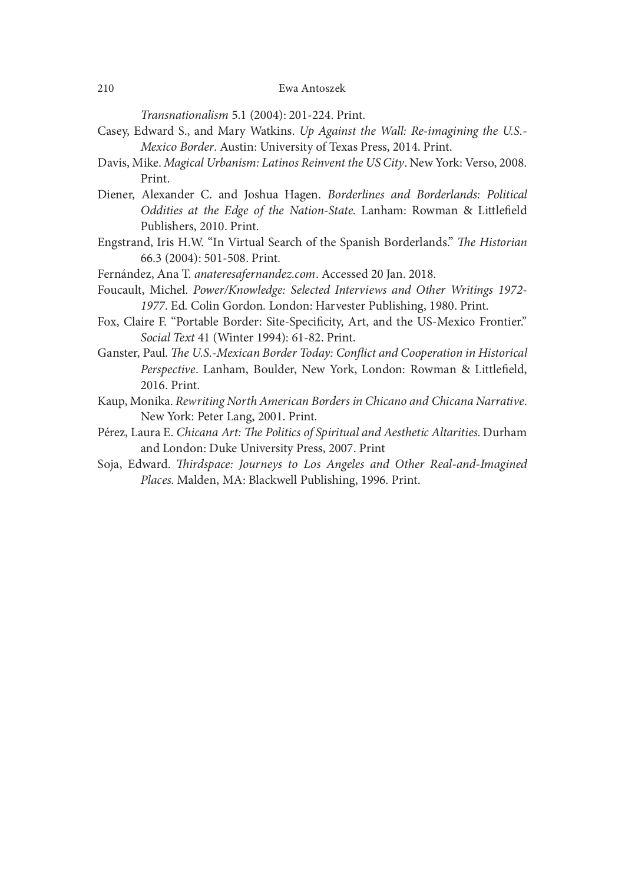*Transnationalism* 5.1 (2004): 201-224. Print.

Casey, Edward S., and Mary Watkins. *Up Against the Wall: Re-imagining the U.S.-Mexico Border*. Austin: University of Texas Press, 2014. Print.

Davis, Mike. *Magical Urbanism: Latinos Reinvent the US City*. New York: Verso, 2008. Print.

Diener, Alexander C. and Joshua Hagen. *Borderlines and Borderlands: Political Oddities at the Edge of the Nation-State*. Lanham: Rowman & Littlefield Publishers, 2010. Print.

Engstrand, Iris H.W. "In Virtual Search of the Spanish Borderlands." *The Historian* 66.3 (2004): 501-508. Print.

Fernández, Ana T. *anateresafernandez.com*. Accessed 20 Jan. 2018.

Foucault, Michel. *Power/Knowledge: Selected Interviews and Other Writings 1972-1977*. Ed. Colin Gordon. London: Harvester Publishing, 1980. Print.

Fox, Claire F. "Portable Border: Site-Specificity, Art, and the US-Mexico Frontier." *Social Text* 41 (Winter 1994): 61-82. Print.

Ganster, Paul. *The U.S.-Mexican Border Today: Conflict and Cooperation in Historical Perspective*. Lanham, Boulder, New York, London: Rowman & Littlefield, 2016. Print.

Kaup, Monika. *Rewriting North American Borders in Chicano and Chicana Narrative*. New York: Peter Lang, 2001. Print.

Pérez, Laura E. *Chicana Art: The Politics of Spiritual and Aesthetic Altarities*. Durham and London: Duke University Press, 2007. Print

Soja, Edward. *Thirdspace: Journeys to Los Angeles and Other Real-and-Imagined Places.* Malden, MA: Blackwell Publishing, 1996. Print.